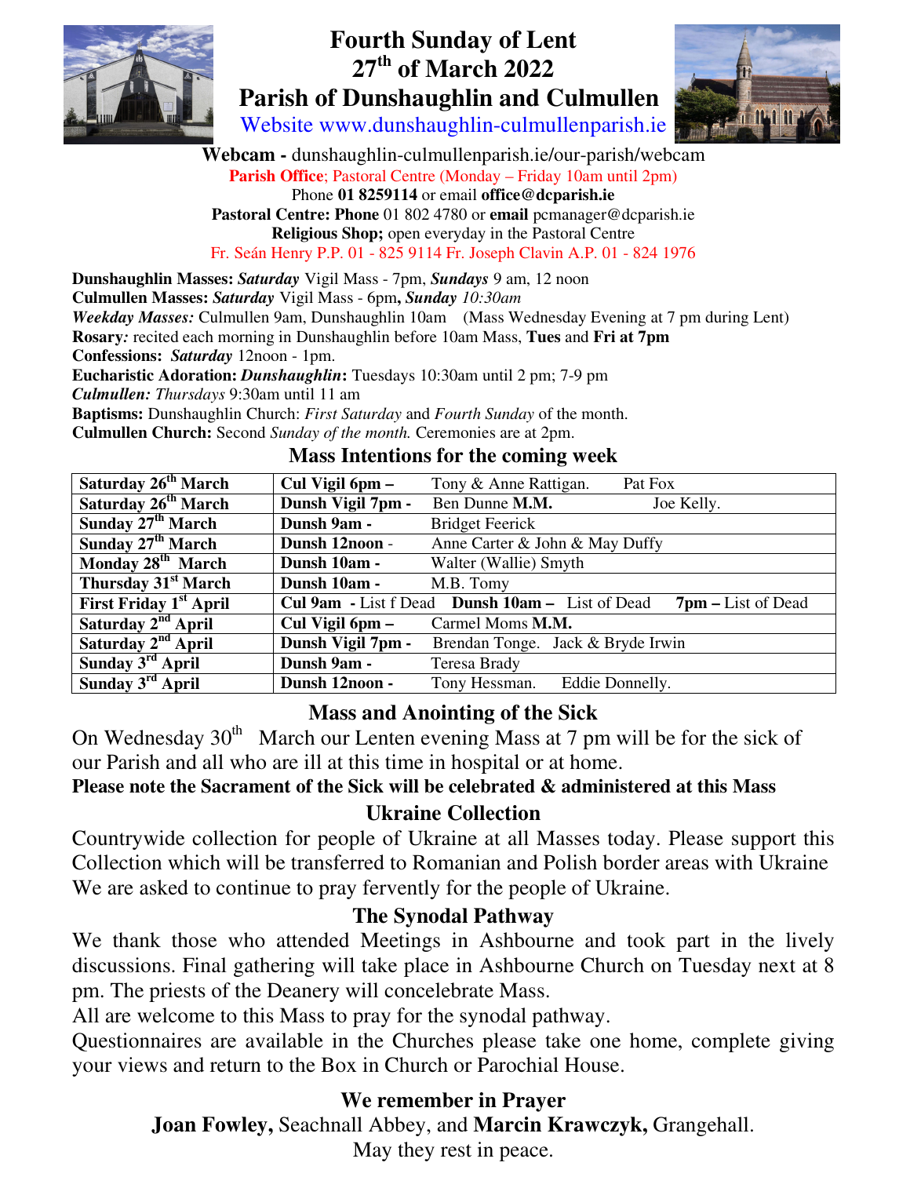# Fourth Sunday of Lent
# 27th of March 2022
# Parish of Dunshaughlin and Culmullen

Website www.dunshaughlin-culmullenparish.ie

**Webcam -** dunshaughlin-culmullenparish.ie/our-parish/webcam

**Parish Office**; Pastoral Centre (Monday – Friday 10am until 2pm)

Phone **01 8259114** or email **office@dcparish.ie**

**Pastoral Centre: Phone** 01 802 4780 or **email** pcmanager@dcparish.ie

**Religious Shop;** open everyday in the Pastoral Centre

Fr. Seán Henry P.P. 01 - 825 9114 Fr. Joseph Clavin A.P. 01 - 824 1976

**Dunshaughlin Masses:** ***Saturday*** Vigil Mass - 7pm, ***Sundays*** 9 am, 12 noon

**Culmullen Masses:** ***Saturday*** Vigil Mass - 6pm**,** ***Sunday*** *10:30am*

***Weekday Masses:*** Culmullen 9am, Dunshaughlin 10am (Mass Wednesday Evening at 7 pm during Lent)

**Rosary***:* recited each morning in Dunshaughlin before 10am Mass, **Tues** and **Fri at 7pm**

**Confessions:** ***Saturday*** 12noon - 1pm.

**Eucharistic Adoration:** ***Dunshaughlin*****:** Tuesdays 10:30am until 2 pm; 7-9 pm

***Culmullen:*** *Thursdays* 9:30am until 11 am

**Baptisms:** Dunshaughlin Church: *First Saturday* and *Fourth Sunday* of the month.

**Culmullen Church:** Second *Sunday of the month.* Ceremonies are at 2pm.

## Mass Intentions for the coming week

| | | |
|---|---|---|
| **Saturday 26th March** | **Cul Vigil 6pm –** | Tony & Anne Rattigan. Pat Fox |
| **Saturday 26th March** | **Dunsh Vigil 7pm -** | Ben Dunne **M.M.** Joe Kelly. |
| **Sunday 27th March** | **Dunsh 9am -** | Bridget Feerick |
| **Sunday 27th March** | **Dunsh 12noon** - | Anne Carter & John & May Duffy |
| **Monday 28th March** | **Dunsh 10am -** | Walter (Wallie) Smyth |
| **Thursday 31st March** | **Dunsh 10am -** | M.B. Tomy |
| **First Friday 1st April** | **Cul 9am** - List f Dead **Dunsh 10am –** List of Dead | **7pm –** List of Dead |
| **Saturday 2nd April** | **Cul Vigil 6pm –** | Carmel Moms **M.M.** |
| **Saturday 2nd April** | **Dunsh Vigil 7pm -** | Brendan Tonge. Jack & Bryde Irwin |
| **Sunday 3rd April** | **Dunsh 9am -** | Teresa Brady |
| **Sunday 3rd April** | **Dunsh 12noon -** | Tony Hessman. Eddie Donnelly. |

## Mass and Anointing of the Sick

On Wednesday 30th March our Lenten evening Mass at 7 pm will be for the sick of our Parish and all who are ill at this time in hospital or at home.

**Please note the Sacrament of the Sick will be celebrated & administered at this Mass**

## Ukraine Collection

Countrywide collection for people of Ukraine at all Masses today. Please support this Collection which will be transferred to Romanian and Polish border areas with Ukraine We are asked to continue to pray fervently for the people of Ukraine.

## The Synodal Pathway

We thank those who attended Meetings in Ashbourne and took part in the lively discussions. Final gathering will take place in Ashbourne Church on Tuesday next at 8 pm. The priests of the Deanery will concelebrate Mass.

All are welcome to this Mass to pray for the synodal pathway.

Questionnaires are available in the Churches please take one home, complete giving your views and return to the Box in Church or Parochial House.

## We remember in Prayer

**Joan Fowley,** Seachnall Abbey, and **Marcin Krawczyk,** Grangehall.

May they rest in peace.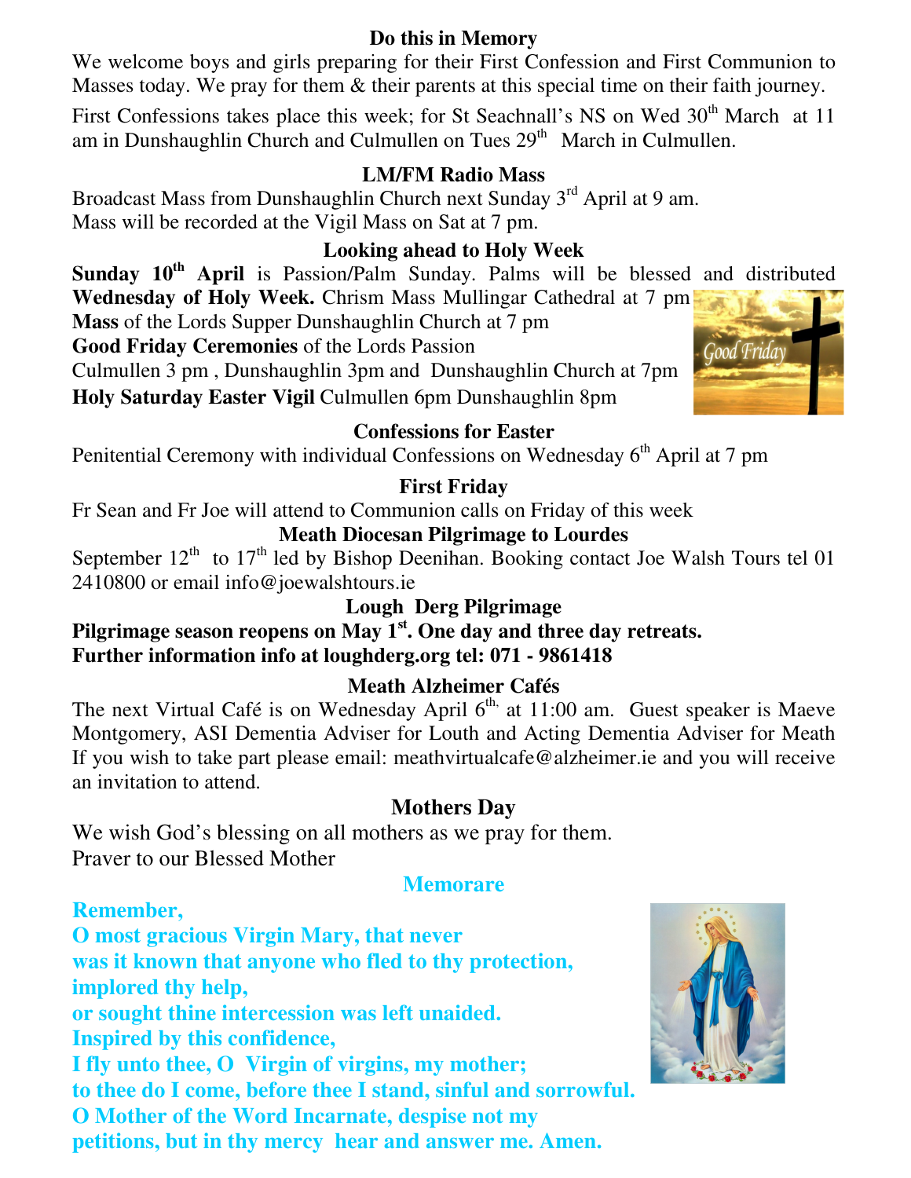## Do this in Memory

We welcome boys and girls preparing for their First Confession and First Communion to Masses today. We pray for them & their parents at this special time on their faith journey.

First Confessions takes place this week; for St Seachnall's NS on Wed 30th March at 11 am in Dunshaughlin Church and Culmullen on Tues 29th March in Culmullen.

## LM/FM Radio Mass

Broadcast Mass from Dunshaughlin Church next Sunday 3rd April at 9 am.
Mass will be recorded at the Vigil Mass on Sat at 7 pm.

## Looking ahead to Holy Week

**Sunday 10th April** is Passion/Palm Sunday. Palms will be blessed and distributed
**Wednesday of Holy Week.** Chrism Mass Mullingar Cathedral at 7 pm
**Mass** of the Lords Supper Dunshaughlin Church at 7 pm
**Good Friday Ceremonies** of the Lords Passion
Culmullen 3 pm , Dunshaughlin 3pm and Dunshaughlin Church at 7pm
**Holy Saturday Easter Vigil** Culmullen 6pm Dunshaughlin 8pm

## Confessions for Easter

Penitential Ceremony with individual Confessions on Wednesday 6th April at 7 pm

## First Friday

Fr Sean and Fr Joe will attend to Communion calls on Friday of this week

## Meath Diocesan Pilgrimage to Lourdes

September 12th to 17th led by Bishop Deenihan. Booking contact Joe Walsh Tours tel 01 2410800 or email info@joewalshtours.ie

## Lough Derg Pilgrimage

**Pilgrimage season reopens on May 1st. One day and three day retreats.**
**Further information info at loughderg.org tel: 071 - 9861418**

## Meath Alzheimer Cafés

The next Virtual Café is on Wednesday April 6th, at 11:00 am. Guest speaker is Maeve Montgomery, ASI Dementia Adviser for Louth and Acting Dementia Adviser for Meath If you wish to take part please email: meathvirtualcafe@alzheimer.ie and you will receive an invitation to attend.

## Mothers Day

We wish God's blessing on all mothers as we pray for them.
Praver to our Blessed Mother

### Memorare

**Remember,**
**O most gracious Virgin Mary, that never**
**was it known that anyone who fled to thy protection,**
**implored thy help,**
**or sought thine intercession was left unaided.**
**Inspired by this confidence,**
**I fly unto thee, O Virgin of virgins, my mother;**
**to thee do I come, before thee I stand, sinful and sorrowful.**
**O Mother of the Word Incarnate, despise not my**
**petitions, but in thy mercy hear and answer me. Amen.**